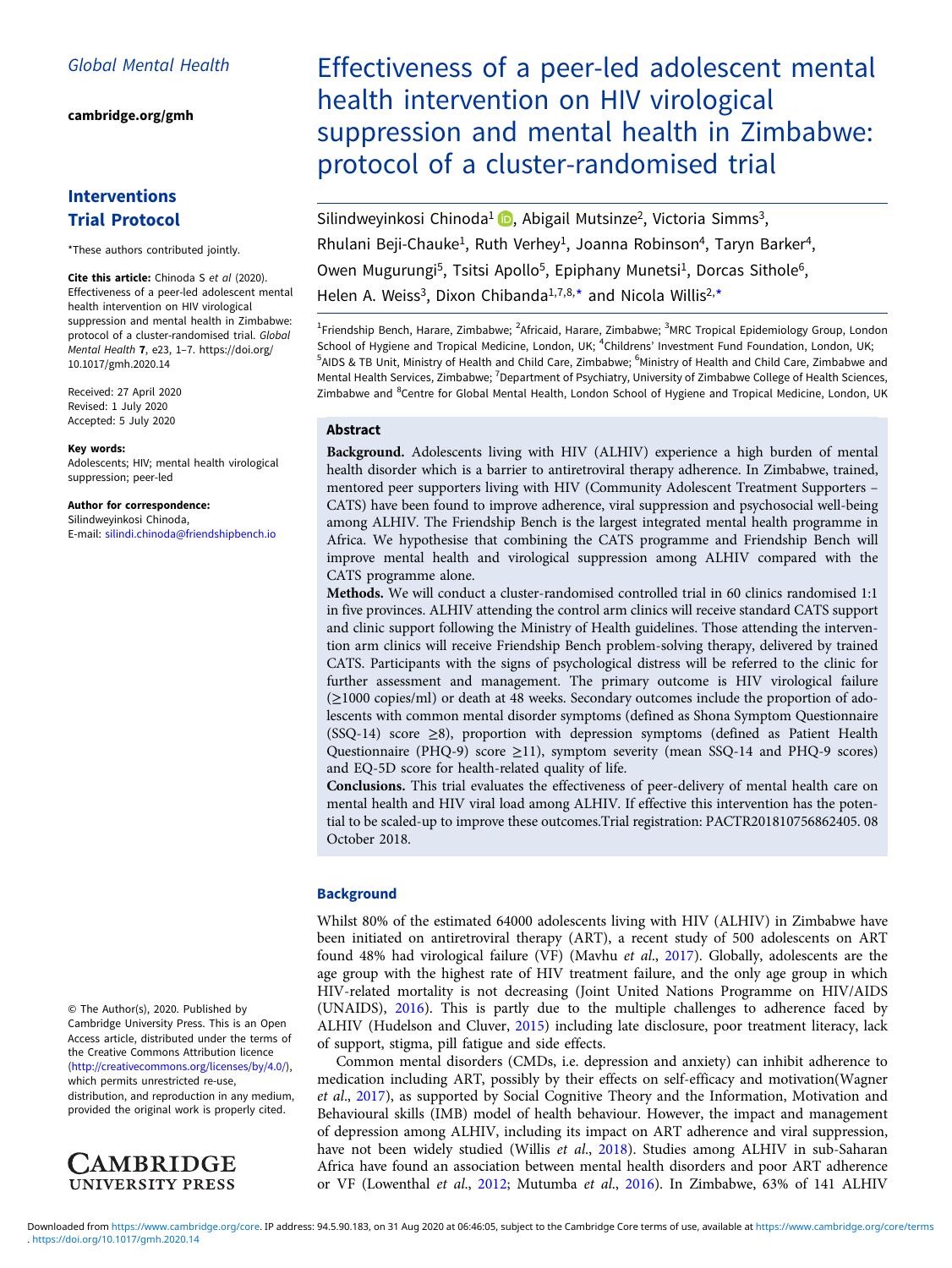Global Mental Health

cambridge.org/gmh

**Interventions Trial Protocol**

*These authors contributed jointly.

**Cite this article:** Chinoda S *et al* (2020). Effectiveness of a peer-led adolescent mental health intervention on HIV virological suppression and mental health in Zimbabwe: protocol of a cluster-randomised trial. *Global Mental Health* **7**, e23, 1–7. https://doi.org/10.1017/gmh.2020.14

Received: 27 April 2020
Revised: 1 July 2020
Accepted: 5 July 2020

**Key words:**
Adolescents; HIV; mental health virological suppression; peer-led

**Author for correspondence:**
Silindweyinkosi Chinoda,
E-mail: silindi.chinoda@friendshipbench.io

© The Author(s), 2020. Published by Cambridge University Press. This is an Open Access article, distributed under the terms of the Creative Commons Attribution licence (http://creativecommons.org/licenses/by/4.0/), which permits unrestricted re-use, distribution, and reproduction in any medium, provided the original work is properly cited.

# Effectiveness of a peer-led adolescent mental health intervention on HIV virological suppression and mental health in Zimbabwe: protocol of a cluster-randomised trial

Silindweyinkosi Chinoda[1], Abigail Mutsinze[2], Victoria Simms[3], Rhulani Beji-Chauke[1], Ruth Verhey[1], Joanna Robinson[4], Taryn Barker[4], Owen Mugurungi[5], Tsitsi Apollo[5], Epiphany Munetsi[1], Dorcas Sithole[6], Helen A. Weiss[3], Dixon Chibanda[1,7,8,*] and Nicola Willis[2,*]

[1]Friendship Bench, Harare, Zimbabwe; [2]Africaid, Harare, Zimbabwe; [3]MRC Tropical Epidemiology Group, London School of Hygiene and Tropical Medicine, London, UK; [4]Childrens' Investment Fund Foundation, London, UK; [5]AIDS & TB Unit, Ministry of Health and Child Care, Zimbabwe; [6]Ministry of Health and Child Care, Zimbabwe and Mental Health Services, Zimbabwe; [7]Department of Psychiatry, University of Zimbabwe College of Health Sciences, Zimbabwe and [8]Centre for Global Mental Health, London School of Hygiene and Tropical Medicine, London, UK

## Abstract

**Background.** Adolescents living with HIV (ALHIV) experience a high burden of mental health disorder which is a barrier to antiretroviral therapy adherence. In Zimbabwe, trained, mentored peer supporters living with HIV (Community Adolescent Treatment Supporters – CATS) have been found to improve adherence, viral suppression and psychosocial well-being among ALHIV. The Friendship Bench is the largest integrated mental health programme in Africa. We hypothesise that combining the CATS programme and Friendship Bench will improve mental health and virological suppression among ALHIV compared with the CATS programme alone.

**Methods.** We will conduct a cluster-randomised controlled trial in 60 clinics randomised 1:1 in five provinces. ALHIV attending the control arm clinics will receive standard CATS support and clinic support following the Ministry of Health guidelines. Those attending the intervention arm clinics will receive Friendship Bench problem-solving therapy, delivered by trained CATS. Participants with the signs of psychological distress will be referred to the clinic for further assessment and management. The primary outcome is HIV virological failure (≥1000 copies/ml) or death at 48 weeks. Secondary outcomes include the proportion of adolescents with common mental disorder symptoms (defined as Shona Symptom Questionnaire (SSQ-14) score ≥8), proportion with depression symptoms (defined as Patient Health Questionnaire (PHQ-9) score ≥11), symptom severity (mean SSQ-14 and PHQ-9 scores) and EQ-5D score for health-related quality of life.

**Conclusions.** This trial evaluates the effectiveness of peer-delivery of mental health care on mental health and HIV viral load among ALHIV. If effective this intervention has the potential to be scaled-up to improve these outcomes.Trial registration: PACTR201810756862405. 08 October 2018.

## Background

Whilst 80% of the estimated 64000 adolescents living with HIV (ALHIV) in Zimbabwe have been initiated on antiretroviral therapy (ART), a recent study of 500 adolescents on ART found 48% had virological failure (VF) (Mavhu *et al*., 2017). Globally, adolescents are the age group with the highest rate of HIV treatment failure, and the only age group in which HIV-related mortality is not decreasing (Joint United Nations Programme on HIV/AIDS (UNAIDS), 2016). This is partly due to the multiple challenges to adherence faced by ALHIV (Hudelson and Cluver, 2015) including late disclosure, poor treatment literacy, lack of support, stigma, pill fatigue and side effects.

Common mental disorders (CMDs, i.e. depression and anxiety) can inhibit adherence to medication including ART, possibly by their effects on self-efficacy and motivation(Wagner *et al*., 2017), as supported by Social Cognitive Theory and the Information, Motivation and Behavioural skills (IMB) model of health behaviour. However, the impact and management of depression among ALHIV, including its impact on ART adherence and viral suppression, have not been widely studied (Willis *et al*., 2018). Studies among ALHIV in sub-Saharan Africa have found an association between mental health disorders and poor ART adherence or VF (Lowenthal *et al*., 2012; Mutumba *et al*., 2016). In Zimbabwe, 63% of 141 ALHIV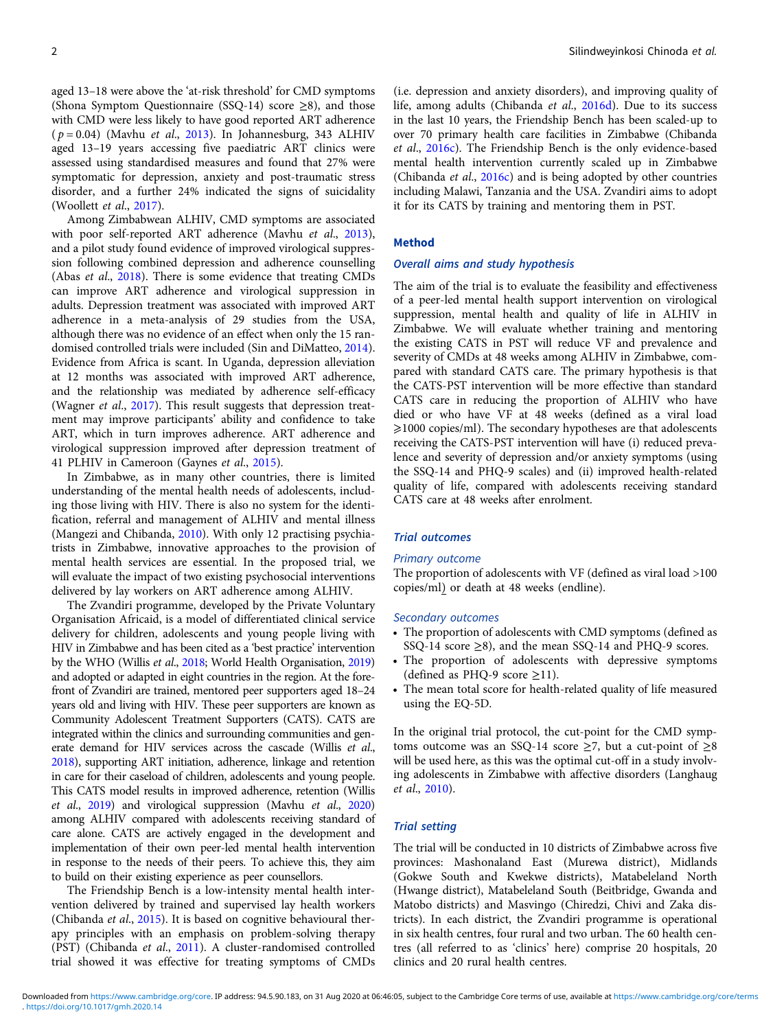aged 13–18 were above the 'at-risk threshold' for CMD symptoms (Shona Symptom Questionnaire (SSQ-14) score ≥8), and those with CMD were less likely to have good reported ART adherence ($p = 0.04$) (Mavhu *et al.*, 2013). In Johannesburg, 343 ALHIV aged 13–19 years accessing five paediatric ART clinics were assessed using standardised measures and found that 27% were symptomatic for depression, anxiety and post-traumatic stress disorder, and a further 24% indicated the signs of suicidality (Woollett *et al.*, 2017).

Among Zimbabwean ALHIV, CMD symptoms are associated with poor self-reported ART adherence (Mavhu *et al.*, 2013), and a pilot study found evidence of improved virological suppression following combined depression and adherence counselling (Abas *et al.*, 2018). There is some evidence that treating CMDs can improve ART adherence and virological suppression in adults. Depression treatment was associated with improved ART adherence in a meta-analysis of 29 studies from the USA, although there was no evidence of an effect when only the 15 randomised controlled trials were included (Sin and DiMatteo, 2014). Evidence from Africa is scant. In Uganda, depression alleviation at 12 months was associated with improved ART adherence, and the relationship was mediated by adherence self-efficacy (Wagner *et al.*, 2017). This result suggests that depression treatment may improve participants' ability and confidence to take ART, which in turn improves adherence. ART adherence and virological suppression improved after depression treatment of 41 PLHIV in Cameroon (Gaynes *et al.*, 2015).

In Zimbabwe, as in many other countries, there is limited understanding of the mental health needs of adolescents, including those living with HIV. There is also no system for the identification, referral and management of ALHIV and mental illness (Mangezi and Chibanda, 2010). With only 12 practising psychiatrists in Zimbabwe, innovative approaches to the provision of mental health services are essential. In the proposed trial, we will evaluate the impact of two existing psychosocial interventions delivered by lay workers on ART adherence among ALHIV.

The Zvandiri programme, developed by the Private Voluntary Organisation Africaid, is a model of differentiated clinical service delivery for children, adolescents and young people living with HIV in Zimbabwe and has been cited as a 'best practice' intervention by the WHO (Willis *et al.*, 2018; World Health Organisation, 2019) and adopted or adapted in eight countries in the region. At the forefront of Zvandiri are trained, mentored peer supporters aged 18–24 years old and living with HIV. These peer supporters are known as Community Adolescent Treatment Supporters (CATS). CATS are integrated within the clinics and surrounding communities and generate demand for HIV services across the cascade (Willis *et al.*, 2018), supporting ART initiation, adherence, linkage and retention in care for their caseload of children, adolescents and young people. This CATS model results in improved adherence, retention (Willis *et al.*, 2019) and virological suppression (Mavhu *et al.*, 2020) among ALHIV compared with adolescents receiving standard of care alone. CATS are actively engaged in the development and implementation of their own peer-led mental health intervention in response to the needs of their peers. To achieve this, they aim to build on their existing experience as peer counsellors.

The Friendship Bench is a low-intensity mental health intervention delivered by trained and supervised lay health workers (Chibanda *et al.*, 2015). It is based on cognitive behavioural therapy principles with an emphasis on problem-solving therapy (PST) (Chibanda *et al.*, 2011). A cluster-randomised controlled trial showed it was effective for treating symptoms of CMDs (i.e. depression and anxiety disorders), and improving quality of life, among adults (Chibanda *et al.*, 2016d). Due to its success in the last 10 years, the Friendship Bench has been scaled-up to over 70 primary health care facilities in Zimbabwe (Chibanda *et al.*, 2016c). The Friendship Bench is the only evidence-based mental health intervention currently scaled up in Zimbabwe (Chibanda *et al.*, 2016c) and is being adopted by other countries including Malawi, Tanzania and the USA. Zvandiri aims to adopt it for its CATS by training and mentoring them in PST.

## Method

### Overall aims and study hypothesis

The aim of the trial is to evaluate the feasibility and effectiveness of a peer-led mental health support intervention on virological suppression, mental health and quality of life in ALHIV in Zimbabwe. We will evaluate whether training and mentoring the existing CATS in PST will reduce VF and prevalence and severity of CMDs at 48 weeks among ALHIV in Zimbabwe, compared with standard CATS care. The primary hypothesis is that the CATS-PST intervention will be more effective than standard CATS care in reducing the proportion of ALHIV who have died or who have VF at 48 weeks (defined as a viral load ⩾1000 copies/ml). The secondary hypotheses are that adolescents receiving the CATS-PST intervention will have (i) reduced prevalence and severity of depression and/or anxiety symptoms (using the SSQ-14 and PHQ-9 scales) and (ii) improved health-related quality of life, compared with adolescents receiving standard CATS care at 48 weeks after enrolment.

### Trial outcomes

#### Primary outcome

The proportion of adolescents with VF (defined as viral load >100 copies/ml) or death at 48 weeks (endline).

#### Secondary outcomes

- The proportion of adolescents with CMD symptoms (defined as SSQ-14 score ≥8), and the mean SSQ-14 and PHQ-9 scores.
- The proportion of adolescents with depressive symptoms (defined as PHQ-9 score ≥11).
- The mean total score for health-related quality of life measured using the EQ-5D.

In the original trial protocol, the cut-point for the CMD symptoms outcome was an SSQ-14 score ≥7, but a cut-point of ≥8 will be used here, as this was the optimal cut-off in a study involving adolescents in Zimbabwe with affective disorders (Langhaug *et al.*, 2010).

### Trial setting

The trial will be conducted in 10 districts of Zimbabwe across five provinces: Mashonaland East (Murewa district), Midlands (Gokwe South and Kwekwe districts), Matabeleland North (Hwange district), Matabeleland South (Beitbridge, Gwanda and Matobo districts) and Masvingo (Chiredzi, Chivi and Zaka districts). In each district, the Zvandiri programme is operational in six health centres, four rural and two urban. The 60 health centres (all referred to as 'clinics' here) comprise 20 hospitals, 20 clinics and 20 rural health centres.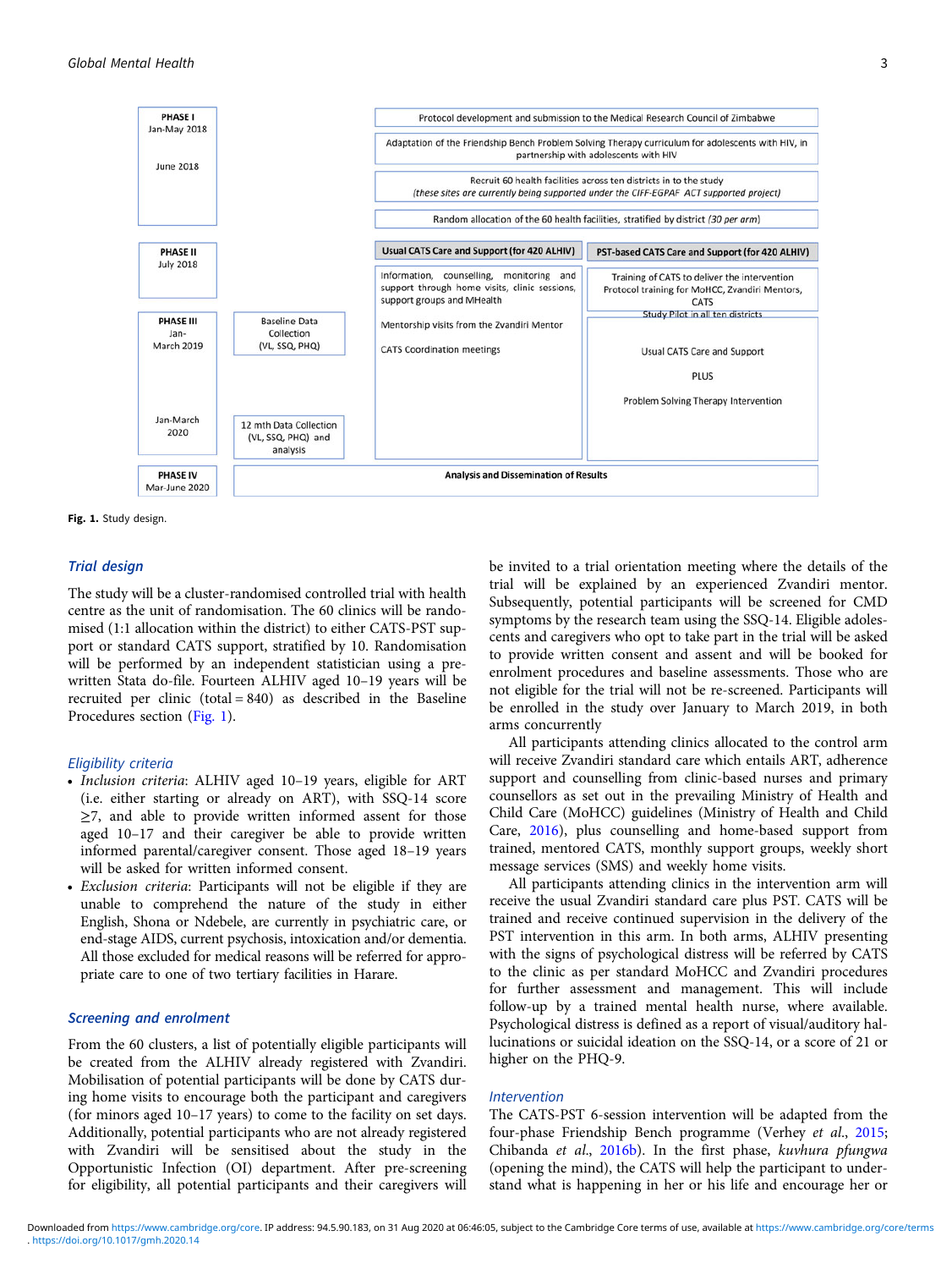PHASE I
Jan-May 2018

June 2018

Protocol development and submission to the Medical Research Council of Zimbabwe

Adaptation of the Friendship Bench Problem Solving Therapy curriculum for adolescents with HIV, in partnership with adolescents with HIV

Recruit 60 health facilities across ten districts in to the study
(these sites are currently being supported under the CIFF-EGPAF ACT supported project)

Random allocation of the 60 health facilities, stratified by district (30 per arm)

PHASE II
July 2018

Usual CATS Care and Support (for 420 ALHIV)

PST-based CATS Care and Support (for 420 ALHIV)

Information, counselling, monitoring and support through home visits, clinic sessions, support groups and MHealth

Mentorship visits from the Zvandiri Mentor

CATS Coordination meetings

Training of CATS to deliver the intervention
Protocol training for MoHCC, Zvandiri Mentors, CATS

Study Pilot in all ten districts

PHASE III
Jan-
March 2019

Baseline Data Collection
(VL, SSQ, PHQ)

Usual CATS Care and Support

PLUS

Problem Solving Therapy Intervention

Jan-March
2020

12 mth Data Collection
(VL, SSQ, PHQ) and analysis

PHASE IV
Mar-June 2020

Analysis and Dissemination of Results

**Fig. 1.** Study design.

## Trial design

The study will be a cluster-randomised controlled trial with health centre as the unit of randomisation. The 60 clinics will be randomised (1:1 allocation within the district) to either CATS-PST support or standard CATS support, stratified by 10. Randomisation will be performed by an independent statistician using a pre-written Stata do-file. Fourteen ALHIV aged 10–19 years will be recruited per clinic (total = 840) as described in the Baseline Procedures section (Fig. 1).

### Eligibility criteria

- *Inclusion criteria*: ALHIV aged 10–19 years, eligible for ART (i.e. either starting or already on ART), with SSQ-14 score ≥7, and able to provide written informed assent for those aged 10–17 and their caregiver be able to provide written informed parental/caregiver consent. Those aged 18–19 years will be asked for written informed consent.
- *Exclusion criteria*: Participants will not be eligible if they are unable to comprehend the nature of the study in either English, Shona or Ndebele, are currently in psychiatric care, or end-stage AIDS, current psychosis, intoxication and/or dementia. All those excluded for medical reasons will be referred for appropriate care to one of two tertiary facilities in Harare.

## Screening and enrolment

From the 60 clusters, a list of potentially eligible participants will be created from the ALHIV already registered with Zvandiri. Mobilisation of potential participants will be done by CATS during home visits to encourage both the participant and caregivers (for minors aged 10–17 years) to come to the facility on set days. Additionally, potential participants who are not already registered with Zvandiri will be sensitised about the study in the Opportunistic Infection (OI) department. After pre-screening for eligibility, all potential participants and their caregivers will be invited to a trial orientation meeting where the details of the trial will be explained by an experienced Zvandiri mentor. Subsequently, potential participants will be screened for CMD symptoms by the research team using the SSQ-14. Eligible adolescents and caregivers who opt to take part in the trial will be asked to provide written consent and assent and will be booked for enrolment procedures and baseline assessments. Those who are not eligible for the trial will not be re-screened. Participants will be enrolled in the study over January to March 2019, in both arms concurrently

All participants attending clinics allocated to the control arm will receive Zvandiri standard care which entails ART, adherence support and counselling from clinic-based nurses and primary counsellors as set out in the prevailing Ministry of Health and Child Care (MoHCC) guidelines (Ministry of Health and Child Care, 2016), plus counselling and home-based support from trained, mentored CATS, monthly support groups, weekly short message services (SMS) and weekly home visits.

All participants attending clinics in the intervention arm will receive the usual Zvandiri standard care plus PST. CATS will be trained and receive continued supervision in the delivery of the PST intervention in this arm. In both arms, ALHIV presenting with the signs of psychological distress will be referred by CATS to the clinic as per standard MoHCC and Zvandiri procedures for further assessment and management. This will include follow-up by a trained mental health nurse, where available. Psychological distress is defined as a report of visual/auditory hallucinations or suicidal ideation on the SSQ-14, or a score of 21 or higher on the PHQ-9.

## Intervention

The CATS-PST 6-session intervention will be adapted from the four-phase Friendship Bench programme (Verhey *et al.*, 2015; Chibanda *et al.*, 2016b). In the first phase, *kuvhura pfungwa* (opening the mind), the CATS will help the participant to understand what is happening in her or his life and encourage her or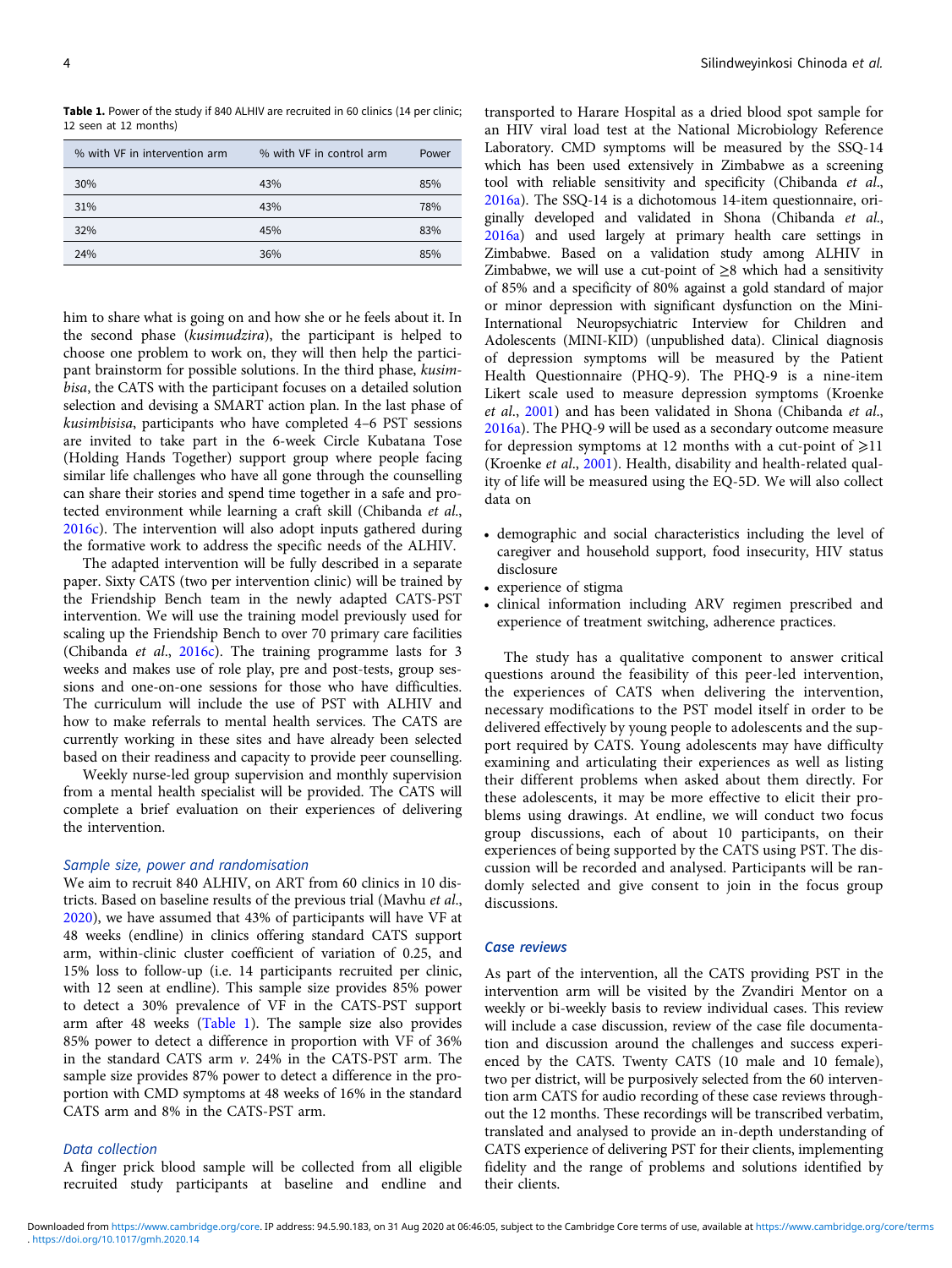**Table 1.** Power of the study if 840 ALHIV are recruited in 60 clinics (14 per clinic; 12 seen at 12 months)

| % with VF in intervention arm | % with VF in control arm | Power |
|---|---|---|
| 30% | 43% | 85% |
| 31% | 43% | 78% |
| 32% | 45% | 83% |
| 24% | 36% | 85% |

him to share what is going on and how she or he feels about it. In the second phase (*kusimudzira*), the participant is helped to choose one problem to work on, they will then help the participant brainstorm for possible solutions. In the third phase, *kusimbisa*, the CATS with the participant focuses on a detailed solution selection and devising a SMART action plan. In the last phase of *kusimbisisa*, participants who have completed 4–6 PST sessions are invited to take part in the 6-week Circle Kubatana Tose (Holding Hands Together) support group where people facing similar life challenges who have all gone through the counselling can share their stories and spend time together in a safe and protected environment while learning a craft skill (Chibanda *et al*., 2016c). The intervention will also adopt inputs gathered during the formative work to address the specific needs of the ALHIV.

The adapted intervention will be fully described in a separate paper. Sixty CATS (two per intervention clinic) will be trained by the Friendship Bench team in the newly adapted CATS-PST intervention. We will use the training model previously used for scaling up the Friendship Bench to over 70 primary care facilities (Chibanda *et al*., 2016c). The training programme lasts for 3 weeks and makes use of role play, pre and post-tests, group sessions and one-on-one sessions for those who have difficulties. The curriculum will include the use of PST with ALHIV and how to make referrals to mental health services. The CATS are currently working in these sites and have already been selected based on their readiness and capacity to provide peer counselling.

Weekly nurse-led group supervision and monthly supervision from a mental health specialist will be provided. The CATS will complete a brief evaluation on their experiences of delivering the intervention.

### Sample size, power and randomisation

We aim to recruit 840 ALHIV, on ART from 60 clinics in 10 districts. Based on baseline results of the previous trial (Mavhu *et al*., 2020), we have assumed that 43% of participants will have VF at 48 weeks (endline) in clinics offering standard CATS support arm, within-clinic cluster coefficient of variation of 0.25, and 15% loss to follow-up (i.e. 14 participants recruited per clinic, with 12 seen at endline). This sample size provides 85% power to detect a 30% prevalence of VF in the CATS-PST support arm after 48 weeks (Table 1). The sample size also provides 85% power to detect a difference in proportion with VF of 36% in the standard CATS arm *v*. 24% in the CATS-PST arm. The sample size provides 87% power to detect a difference in the proportion with CMD symptoms at 48 weeks of 16% in the standard CATS arm and 8% in the CATS-PST arm.

### Data collection

A finger prick blood sample will be collected from all eligible recruited study participants at baseline and endline and transported to Harare Hospital as a dried blood spot sample for an HIV viral load test at the National Microbiology Reference Laboratory. CMD symptoms will be measured by the SSQ-14 which has been used extensively in Zimbabwe as a screening tool with reliable sensitivity and specificity (Chibanda *et al*., 2016a). The SSQ-14 is a dichotomous 14-item questionnaire, originally developed and validated in Shona (Chibanda *et al*., 2016a) and used largely at primary health care settings in Zimbabwe. Based on a validation study among ALHIV in Zimbabwe, we will use a cut-point of ≥8 which had a sensitivity of 85% and a specificity of 80% against a gold standard of major or minor depression with significant dysfunction on the Mini-International Neuropsychiatric Interview for Children and Adolescents (MINI-KID) (unpublished data). Clinical diagnosis of depression symptoms will be measured by the Patient Health Questionnaire (PHQ-9). The PHQ-9 is a nine-item Likert scale used to measure depression symptoms (Kroenke *et al*., 2001) and has been validated in Shona (Chibanda *et al*., 2016a). The PHQ-9 will be used as a secondary outcome measure for depression symptoms at 12 months with a cut-point of ⩾11 (Kroenke *et al*., 2001). Health, disability and health-related quality of life will be measured using the EQ-5D. We will also collect data on

- demographic and social characteristics including the level of caregiver and household support, food insecurity, HIV status disclosure
- experience of stigma
- clinical information including ARV regimen prescribed and experience of treatment switching, adherence practices.

The study has a qualitative component to answer critical questions around the feasibility of this peer-led intervention, the experiences of CATS when delivering the intervention, necessary modifications to the PST model itself in order to be delivered effectively by young people to adolescents and the support required by CATS. Young adolescents may have difficulty examining and articulating their experiences as well as listing their different problems when asked about them directly. For these adolescents, it may be more effective to elicit their problems using drawings. At endline, we will conduct two focus group discussions, each of about 10 participants, on their experiences of being supported by the CATS using PST. The discussion will be recorded and analysed. Participants will be randomly selected and give consent to join in the focus group discussions.

### Case reviews

As part of the intervention, all the CATS providing PST in the intervention arm will be visited by the Zvandiri Mentor on a weekly or bi-weekly basis to review individual cases. This review will include a case discussion, review of the case file documentation and discussion around the challenges and success experienced by the CATS. Twenty CATS (10 male and 10 female), two per district, will be purposively selected from the 60 intervention arm CATS for audio recording of these case reviews throughout the 12 months. These recordings will be transcribed verbatim, translated and analysed to provide an in-depth understanding of CATS experience of delivering PST for their clients, implementing fidelity and the range of problems and solutions identified by their clients.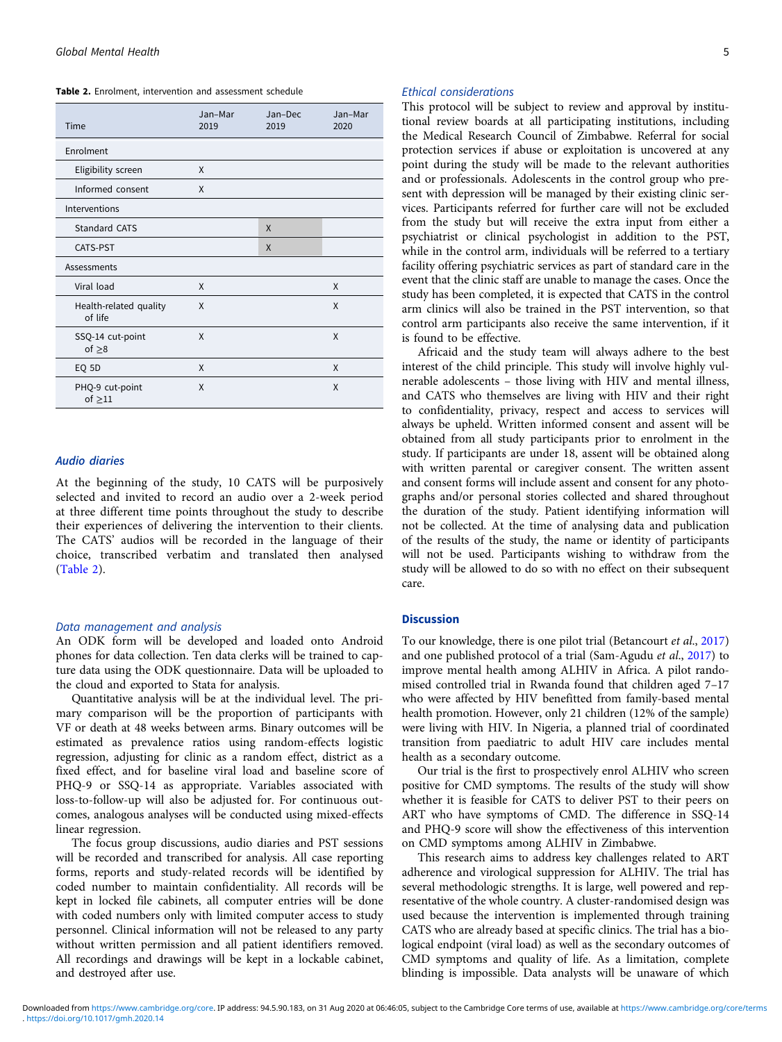**Table 2.** Enrolment, intervention and assessment schedule

| Time | Jan–Mar 2019 | Jan–Dec 2019 | Jan–Mar 2020 |
|---|---|---|---|
| Enrolment | | | |
| Eligibility screen | X | | |
| Informed consent | X | | |
| Interventions | | | |
| Standard CATS | | X | |
| CATS-PST | | X | |
| Assessments | | | |
| Viral load | X | | X |
| Health-related quality of life | X | | X |
| SSQ-14 cut-point of ≥8 | X | | X |
| EQ 5D | X | | X |
| PHQ-9 cut-point of ≥11 | X | | X |

### Audio diaries

At the beginning of the study, 10 CATS will be purposively selected and invited to record an audio over a 2-week period at three different time points throughout the study to describe their experiences of delivering the intervention to their clients. The CATS' audios will be recorded in the language of their choice, transcribed verbatim and translated then analysed (Table 2).

### Data management and analysis

An ODK form will be developed and loaded onto Android phones for data collection. Ten data clerks will be trained to capture data using the ODK questionnaire. Data will be uploaded to the cloud and exported to Stata for analysis.

Quantitative analysis will be at the individual level. The primary comparison will be the proportion of participants with VF or death at 48 weeks between arms. Binary outcomes will be estimated as prevalence ratios using random-effects logistic regression, adjusting for clinic as a random effect, district as a fixed effect, and for baseline viral load and baseline score of PHQ-9 or SSQ-14 as appropriate. Variables associated with loss-to-follow-up will also be adjusted for. For continuous outcomes, analogous analyses will be conducted using mixed-effects linear regression.

The focus group discussions, audio diaries and PST sessions will be recorded and transcribed for analysis. All case reporting forms, reports and study-related records will be identified by coded number to maintain confidentiality. All records will be kept in locked file cabinets, all computer entries will be done with coded numbers only with limited computer access to study personnel. Clinical information will not be released to any party without written permission and all patient identifiers removed. All recordings and drawings will be kept in a lockable cabinet, and destroyed after use.

### Ethical considerations

This protocol will be subject to review and approval by institutional review boards at all participating institutions, including the Medical Research Council of Zimbabwe. Referral for social protection services if abuse or exploitation is uncovered at any point during the study will be made to the relevant authorities and or professionals. Adolescents in the control group who present with depression will be managed by their existing clinic services. Participants referred for further care will not be excluded from the study but will receive the extra input from either a psychiatrist or clinical psychologist in addition to the PST, while in the control arm, individuals will be referred to a tertiary facility offering psychiatric services as part of standard care in the event that the clinic staff are unable to manage the cases. Once the study has been completed, it is expected that CATS in the control arm clinics will also be trained in the PST intervention, so that control arm participants also receive the same intervention, if it is found to be effective.

Africaid and the study team will always adhere to the best interest of the child principle. This study will involve highly vulnerable adolescents – those living with HIV and mental illness, and CATS who themselves are living with HIV and their right to confidentiality, privacy, respect and access to services will always be upheld. Written informed consent and assent will be obtained from all study participants prior to enrolment in the study. If participants are under 18, assent will be obtained along with written parental or caregiver consent. The written assent and consent forms will include assent and consent for any photographs and/or personal stories collected and shared throughout the duration of the study. Patient identifying information will not be collected. At the time of analysing data and publication of the results of the study, the name or identity of participants will not be used. Participants wishing to withdraw from the study will be allowed to do so with no effect on their subsequent care.

## Discussion

To our knowledge, there is one pilot trial (Betancourt *et al.*, 2017) and one published protocol of a trial (Sam-Agudu *et al.*, 2017) to improve mental health among ALHIV in Africa. A pilot randomised controlled trial in Rwanda found that children aged 7–17 who were affected by HIV benefitted from family-based mental health promotion. However, only 21 children (12% of the sample) were living with HIV. In Nigeria, a planned trial of coordinated transition from paediatric to adult HIV care includes mental health as a secondary outcome.

Our trial is the first to prospectively enrol ALHIV who screen positive for CMD symptoms. The results of the study will show whether it is feasible for CATS to deliver PST to their peers on ART who have symptoms of CMD. The difference in SSQ-14 and PHQ-9 score will show the effectiveness of this intervention on CMD symptoms among ALHIV in Zimbabwe.

This research aims to address key challenges related to ART adherence and virological suppression for ALHIV. The trial has several methodologic strengths. It is large, well powered and representative of the whole country. A cluster-randomised design was used because the intervention is implemented through training CATS who are already based at specific clinics. The trial has a biological endpoint (viral load) as well as the secondary outcomes of CMD symptoms and quality of life. As a limitation, complete blinding is impossible. Data analysts will be unaware of which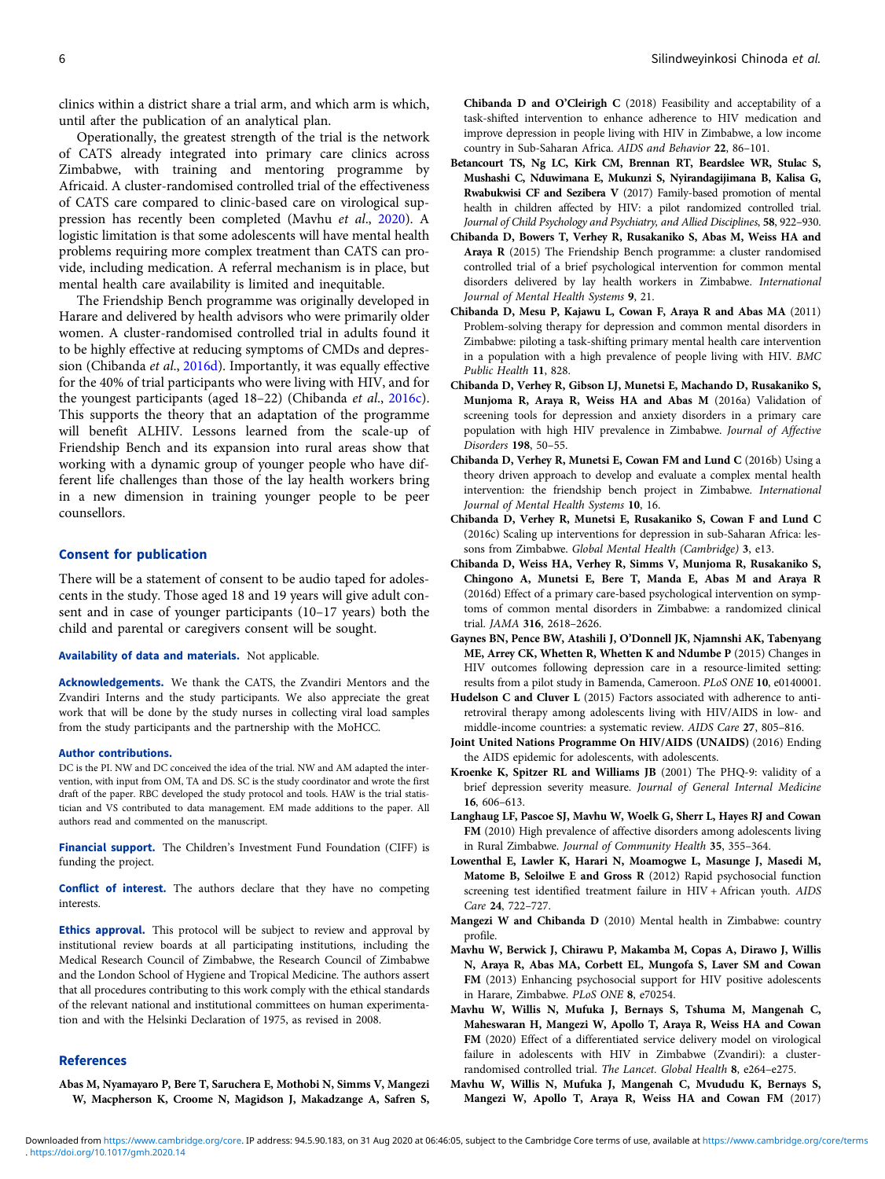clinics within a district share a trial arm, and which arm is which, until after the publication of an analytical plan.

Operationally, the greatest strength of the trial is the network of CATS already integrated into primary care clinics across Zimbabwe, with training and mentoring programme by Africaid. A cluster-randomised controlled trial of the effectiveness of CATS care compared to clinic-based care on virological suppression has recently been completed (Mavhu *et al.*, 2020). A logistic limitation is that some adolescents will have mental health problems requiring more complex treatment than CATS can provide, including medication. A referral mechanism is in place, but mental health care availability is limited and inequitable.

The Friendship Bench programme was originally developed in Harare and delivered by health advisors who were primarily older women. A cluster-randomised controlled trial in adults found it to be highly effective at reducing symptoms of CMDs and depression (Chibanda *et al.*, 2016d). Importantly, it was equally effective for the 40% of trial participants who were living with HIV, and for the youngest participants (aged 18–22) (Chibanda *et al.*, 2016c). This supports the theory that an adaptation of the programme will benefit ALHIV. Lessons learned from the scale-up of Friendship Bench and its expansion into rural areas show that working with a dynamic group of younger people who have different life challenges than those of the lay health workers bring in a new dimension in training younger people to be peer counsellors.

## Consent for publication

There will be a statement of consent to be audio taped for adolescents in the study. Those aged 18 and 19 years will give adult consent and in case of younger participants (10–17 years) both the child and parental or caregivers consent will be sought.

**Availability of data and materials.** Not applicable.

**Acknowledgements.** We thank the CATS, the Zvandiri Mentors and the Zvandiri Interns and the study participants. We also appreciate the great work that will be done by the study nurses in collecting viral load samples from the study participants and the partnership with the MoHCC.

**Author contributions.**

DC is the PI. NW and DC conceived the idea of the trial. NW and AM adapted the intervention, with input from OM, TA and DS. SC is the study coordinator and wrote the first draft of the paper. RBC developed the study protocol and tools. HAW is the trial statistician and VS contributed to data management. EM made additions to the paper. All authors read and commented on the manuscript.

**Financial support.** The Children's Investment Fund Foundation (CIFF) is funding the project.

**Conflict of interest.** The authors declare that they have no competing interests.

**Ethics approval.** This protocol will be subject to review and approval by institutional review boards at all participating institutions, including the Medical Research Council of Zimbabwe, the Research Council of Zimbabwe and the London School of Hygiene and Tropical Medicine. The authors assert that all procedures contributing to this work comply with the ethical standards of the relevant national and institutional committees on human experimentation and with the Helsinki Declaration of 1975, as revised in 2008.

## References

**Abas M, Nyamayaro P, Bere T, Saruchera E, Mothobi N, Simms V, Mangezi W, Macpherson K, Croome N, Magidson J, Makadzange A, Safren S, Chibanda D and O'Cleirigh C** (2018) Feasibility and acceptability of a task-shifted intervention to enhance adherence to HIV medication and improve depression in people living with HIV in Zimbabwe, a low income country in Sub-Saharan Africa. *AIDS and Behavior* **22**, 86–101.

**Betancourt TS, Ng LC, Kirk CM, Brennan RT, Beardslee WR, Stulac S, Mushashi C, Nduwimana E, Mukunzi S, Nyirandagijimana B, Kalisa G, Rwabukwisi CF and Sezibera V** (2017) Family-based promotion of mental health in children affected by HIV: a pilot randomized controlled trial. *Journal of Child Psychology and Psychiatry, and Allied Disciplines*, **58**, 922–930.

**Chibanda D, Bowers T, Verhey R, Rusakaniko S, Abas M, Weiss HA and Araya R** (2015) The Friendship Bench programme: a cluster randomised controlled trial of a brief psychological intervention for common mental disorders delivered by lay health workers in Zimbabwe. *International Journal of Mental Health Systems* **9**, 21.

**Chibanda D, Mesu P, Kajawu L, Cowan F, Araya R and Abas MA** (2011) Problem-solving therapy for depression and common mental disorders in Zimbabwe: piloting a task-shifting primary mental health care intervention in a population with a high prevalence of people living with HIV. *BMC Public Health* **11**, 828.

**Chibanda D, Verhey R, Gibson LJ, Munetsi E, Machando D, Rusakaniko S, Munjoma R, Araya R, Weiss HA and Abas M** (2016a) Validation of screening tools for depression and anxiety disorders in a primary care population with high HIV prevalence in Zimbabwe. *Journal of Affective Disorders* **198**, 50–55.

**Chibanda D, Verhey R, Munetsi E, Cowan FM and Lund C** (2016b) Using a theory driven approach to develop and evaluate a complex mental health intervention: the friendship bench project in Zimbabwe. *International Journal of Mental Health Systems* **10**, 16.

**Chibanda D, Verhey R, Munetsi E, Rusakaniko S, Cowan F and Lund C** (2016c) Scaling up interventions for depression in sub-Saharan Africa: lessons from Zimbabwe. *Global Mental Health (Cambridge)* **3**, e13.

**Chibanda D, Weiss HA, Verhey R, Simms V, Munjoma R, Rusakaniko S, Chingono A, Munetsi E, Bere T, Manda E, Abas M and Araya R** (2016d) Effect of a primary care-based psychological intervention on symptoms of common mental disorders in Zimbabwe: a randomized clinical trial. *JAMA* **316**, 2618–2626.

**Gaynes BN, Pence BW, Atashili J, O'Donnell JK, Njamnshi AK, Tabenyang ME, Arrey CK, Whetten R, Whetten K and Ndumbe P** (2015) Changes in HIV outcomes following depression care in a resource-limited setting: results from a pilot study in Bamenda, Cameroon. *PLoS ONE* **10**, e0140001.

**Hudelson C and Cluver L** (2015) Factors associated with adherence to antiretroviral therapy among adolescents living with HIV/AIDS in low- and middle-income countries: a systematic review. *AIDS Care* **27**, 805–816.

**Joint United Nations Programme On HIV/AIDS (UNAIDS)** (2016) Ending the AIDS epidemic for adolescents, with adolescents.

**Kroenke K, Spitzer RL and Williams JB** (2001) The PHQ-9: validity of a brief depression severity measure. *Journal of General Internal Medicine* **16**, 606–613.

**Langhaug LF, Pascoe SJ, Mavhu W, Woelk G, Sherr L, Hayes RJ and Cowan FM** (2010) High prevalence of affective disorders among adolescents living in Rural Zimbabwe. *Journal of Community Health* **35**, 355–364.

**Lowenthal E, Lawler K, Harari N, Moamogwe L, Masunge J, Masedi M, Matome B, Seloilwe E and Gross R** (2012) Rapid psychosocial function screening test identified treatment failure in HIV + African youth. *AIDS Care* **24**, 722–727.

**Mangezi W and Chibanda D** (2010) Mental health in Zimbabwe: country profile.

**Mavhu W, Berwick J, Chirawu P, Makamba M, Copas A, Dirawo J, Willis N, Araya R, Abas MA, Corbett EL, Mungofa S, Laver SM and Cowan FM** (2013) Enhancing psychosocial support for HIV positive adolescents in Harare, Zimbabwe. *PLoS ONE* **8**, e70254.

**Mavhu W, Willis N, Mufuka J, Bernays S, Tshuma M, Mangenah C, Maheswaran H, Mangezi W, Apollo T, Araya R, Weiss HA and Cowan FM** (2020) Effect of a differentiated service delivery model on virological failure in adolescents with HIV in Zimbabwe (Zvandiri): a cluster-randomised controlled trial. *The Lancet. Global Health* **8**, e264–e275.

**Mavhu W, Willis N, Mufuka J, Mangenah C, Mvududu K, Bernays S, Mangezi W, Apollo T, Araya R, Weiss HA and Cowan FM** (2017)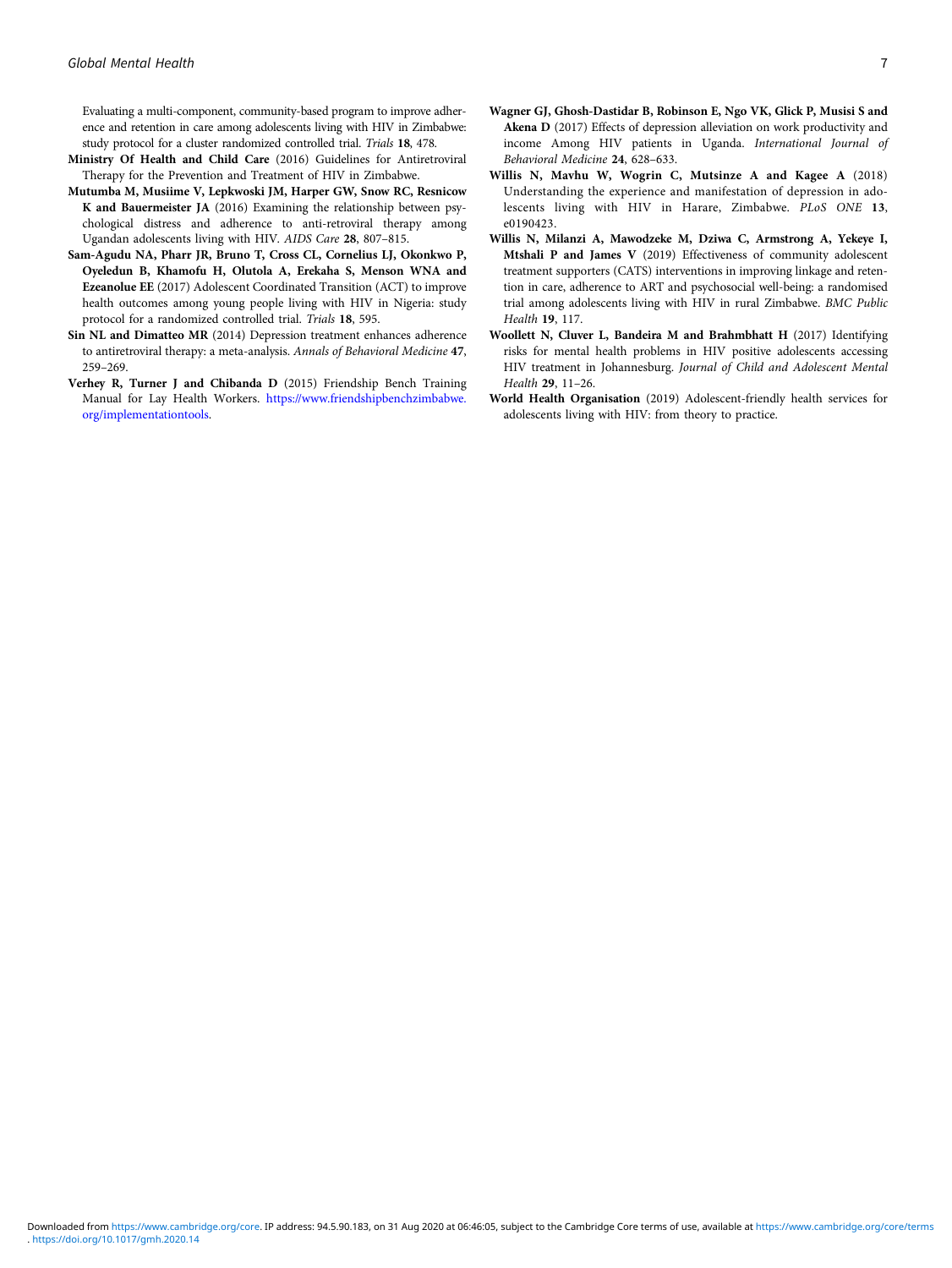Evaluating a multi-component, community-based program to improve adherence and retention in care among adolescents living with HIV in Zimbabwe: study protocol for a cluster randomized controlled trial. *Trials* **18**, 478.

**Ministry Of Health and Child Care** (2016) Guidelines for Antiretroviral Therapy for the Prevention and Treatment of HIV in Zimbabwe.

**Mutumba M, Musiime V, Lepkwoski JM, Harper GW, Snow RC, Resnicow K and Bauermeister JA** (2016) Examining the relationship between psychological distress and adherence to anti-retroviral therapy among Ugandan adolescents living with HIV. *AIDS Care* **28**, 807–815.

**Sam-Agudu NA, Pharr JR, Bruno T, Cross CL, Cornelius LJ, Okonkwo P, Oyeledun B, Khamofu H, Olutola A, Erekaha S, Menson WNA and Ezeanolue EE** (2017) Adolescent Coordinated Transition (ACT) to improve health outcomes among young people living with HIV in Nigeria: study protocol for a randomized controlled trial. *Trials* **18**, 595.

**Sin NL and Dimatteo MR** (2014) Depression treatment enhances adherence to antiretroviral therapy: a meta-analysis. *Annals of Behavioral Medicine* **47**, 259–269.

**Verhey R, Turner J and Chibanda D** (2015) Friendship Bench Training Manual for Lay Health Workers. https://www.friendshipbenchzimbabwe.org/implementationtools.

**Wagner GJ, Ghosh-Dastidar B, Robinson E, Ngo VK, Glick P, Musisi S and Akena D** (2017) Effects of depression alleviation on work productivity and income Among HIV patients in Uganda. *International Journal of Behavioral Medicine* **24**, 628–633.

**Willis N, Mavhu W, Wogrin C, Mutsinze A and Kagee A** (2018) Understanding the experience and manifestation of depression in adolescents living with HIV in Harare, Zimbabwe. *PLoS ONE* **13**, e0190423.

**Willis N, Milanzi A, Mawodzeke M, Dziwa C, Armstrong A, Yekeye I, Mtshali P and James V** (2019) Effectiveness of community adolescent treatment supporters (CATS) interventions in improving linkage and retention in care, adherence to ART and psychosocial well-being: a randomised trial among adolescents living with HIV in rural Zimbabwe. *BMC Public Health* **19**, 117.

**Woollett N, Cluver L, Bandeira M and Brahmbhatt H** (2017) Identifying risks for mental health problems in HIV positive adolescents accessing HIV treatment in Johannesburg. *Journal of Child and Adolescent Mental Health* **29**, 11–26.

**World Health Organisation** (2019) Adolescent-friendly health services for adolescents living with HIV: from theory to practice.